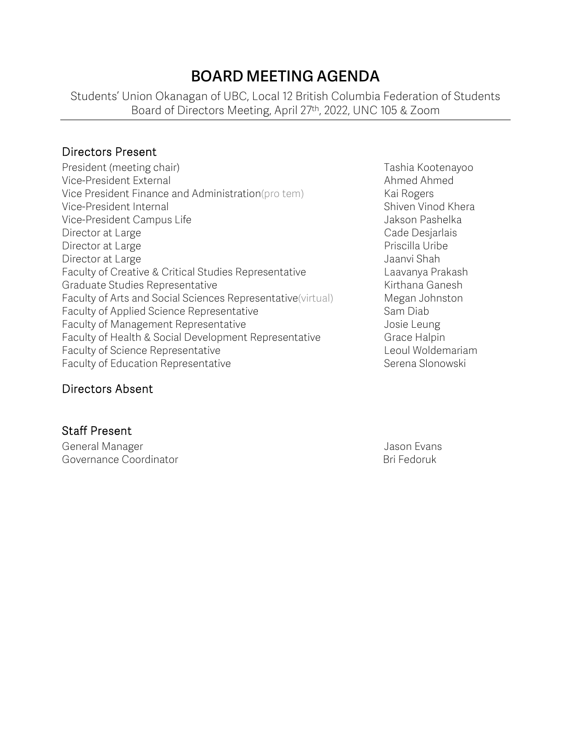# BOARD MEETING AGENDA

Students' Union Okanagan of UBC, Local 12 British Columbia Federation of Students
Board of Directors Meeting, April 27th, 2022, UNC 105 & Zoom

## Directors Present

| | |
|---|---|
| President (meeting chair) | Tashia Kootenayoo |
| Vice-President External | Ahmed Ahmed |
| Vice President Finance and Administration(pro tem) | Kai Rogers |
| Vice-President Internal | Shiven Vinod Khera |
| Vice-President Campus Life | Jakson Pashelka |
| Director at Large | Cade Desjarlais |
| Director at Large | Priscilla Uribe |
| Director at Large | Jaanvi Shah |
| Faculty of Creative & Critical Studies Representative | Laavanya Prakash |
| Graduate Studies Representative | Kirthana Ganesh |
| Faculty of Arts and Social Sciences Representative(virtual) | Megan Johnston |
| Faculty of Applied Science Representative | Sam Diab |
| Faculty of Management Representative | Josie Leung |
| Faculty of Health & Social Development Representative | Grace Halpin |
| Faculty of Science Representative | Leoul Woldemariam |
| Faculty of Education Representative | Serena Slonowski |

## Directors Absent

## Staff Present

| | |
|---|---|
| General Manager | Jason Evans |
| Governance Coordinator | Bri Fedoruk |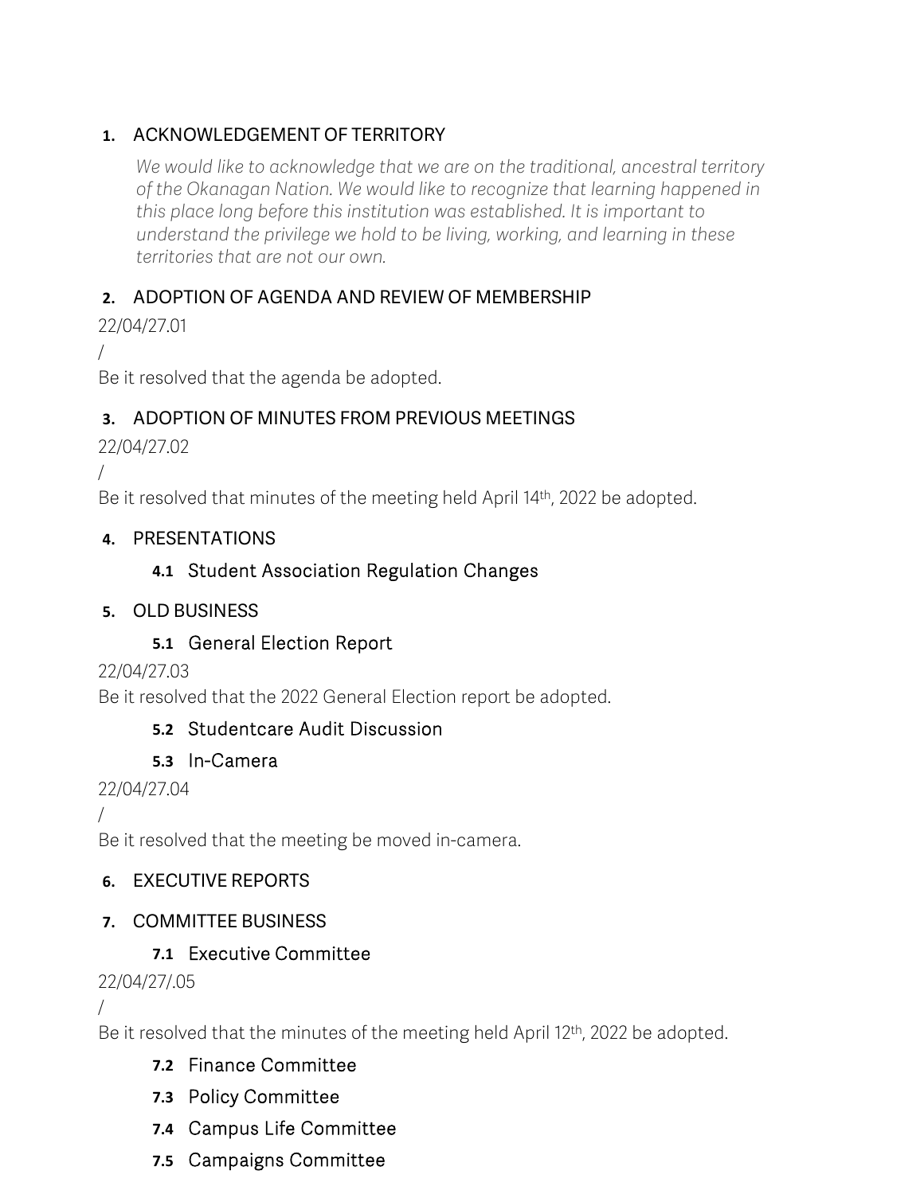## 1. ACKNOWLEDGEMENT OF TERRITORY

*We would like to acknowledge that we are on the traditional, ancestral territory of the Okanagan Nation. We would like to recognize that learning happened in this place long before this institution was established. It is important to understand the privilege we hold to be living, working, and learning in these territories that are not our own.*

## 2. ADOPTION OF AGENDA AND REVIEW OF MEMBERSHIP

22/04/27.01

/

Be it resolved that the agenda be adopted.

## 3. ADOPTION OF MINUTES FROM PREVIOUS MEETINGS

22/04/27.02

/

Be it resolved that minutes of the meeting held April 14th, 2022 be adopted.

## 4. PRESENTATIONS

### 4.1 Student Association Regulation Changes

## 5. OLD BUSINESS

### 5.1 General Election Report

22/04/27.03

Be it resolved that the 2022 General Election report be adopted.

### 5.2 Studentcare Audit Discussion

### 5.3 In-Camera

22/04/27.04

/

Be it resolved that the meeting be moved in-camera.

## 6. EXECUTIVE REPORTS

## 7. COMMITTEE BUSINESS

### 7.1 Executive Committee

22/04/27/.05

/

Be it resolved that the minutes of the meeting held April 12th, 2022 be adopted.

### 7.2 Finance Committee

### 7.3 Policy Committee

### 7.4 Campus Life Committee

### 7.5 Campaigns Committee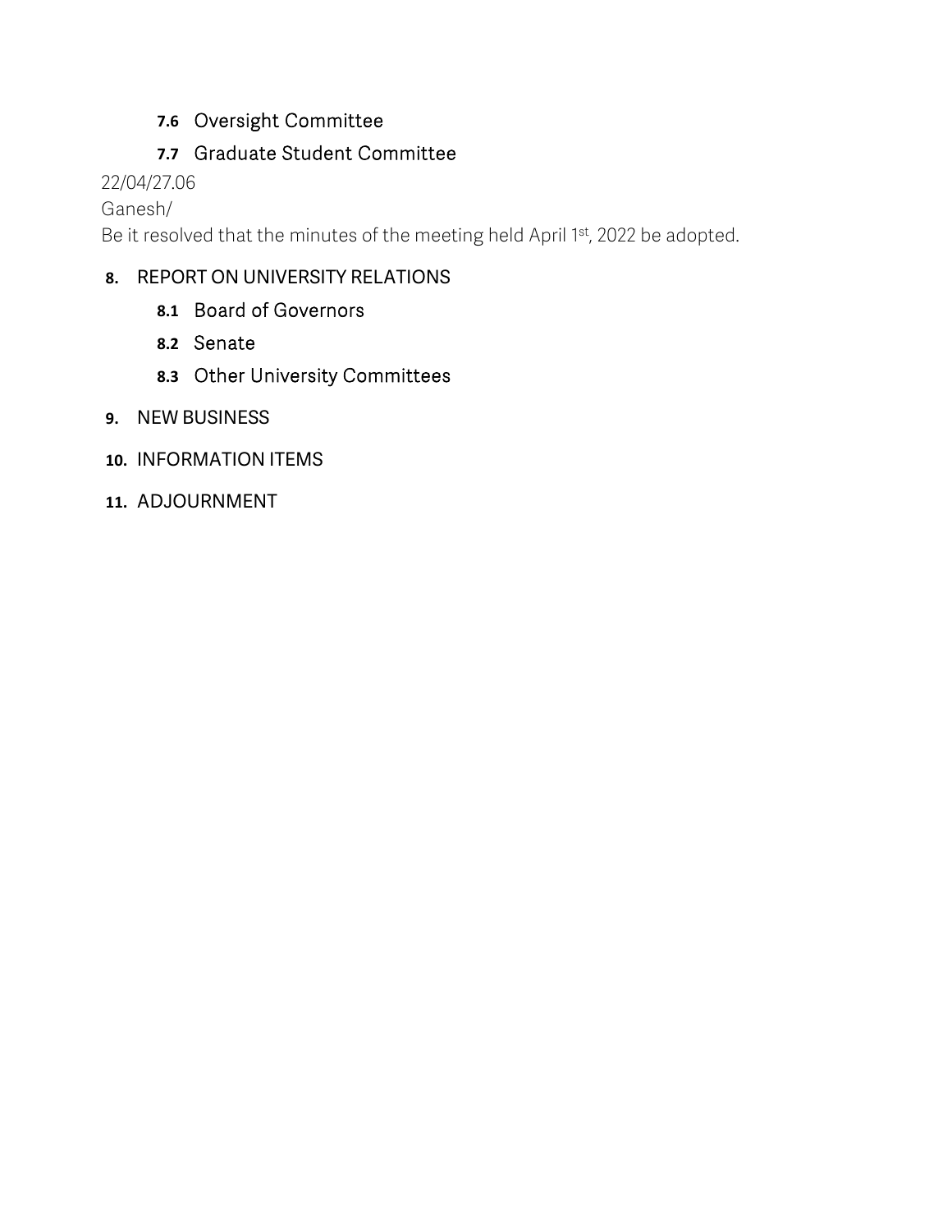### 7.6 Oversight Committee

### 7.7 Graduate Student Committee

22/04/27.06

Ganesh/

Be it resolved that the minutes of the meeting held April 1st, 2022 be adopted.

## 8. REPORT ON UNIVERSITY RELATIONS

### 8.1 Board of Governors

### 8.2 Senate

### 8.3 Other University Committees

## 9. NEW BUSINESS

## 10. INFORMATION ITEMS

## 11. ADJOURNMENT